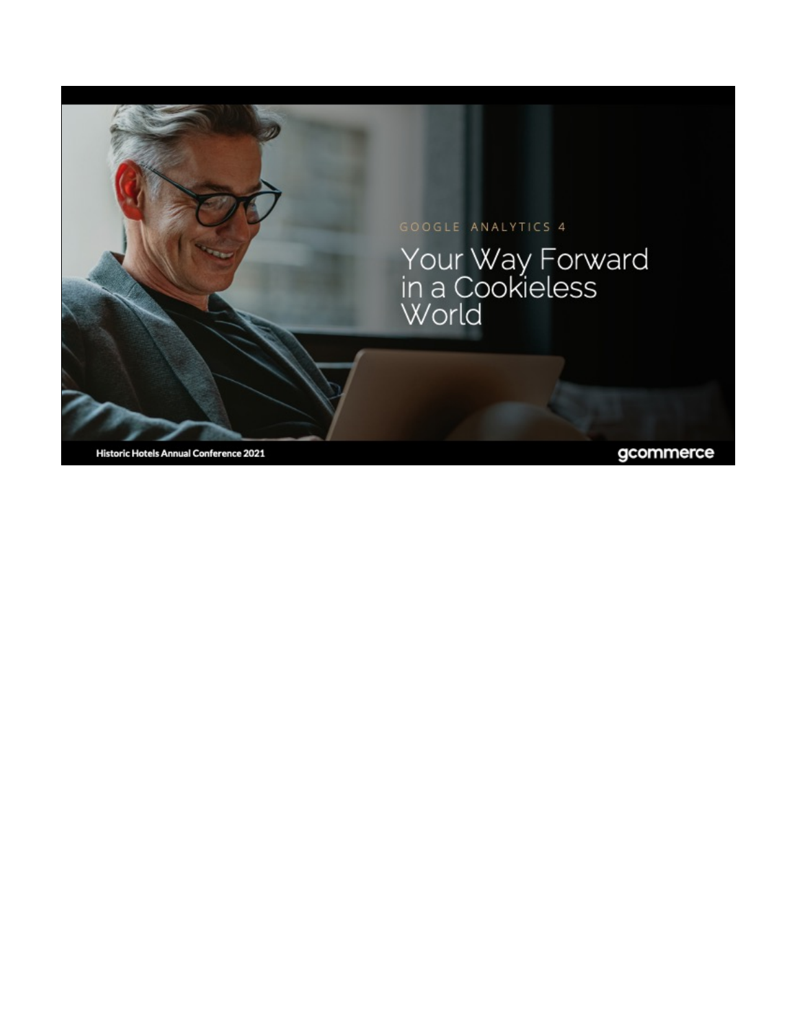GOOGLE ANALYTICS 4

# Your Way Forward in a Cookieless World

Historic Hotels Annual Conference 2021

gcommerce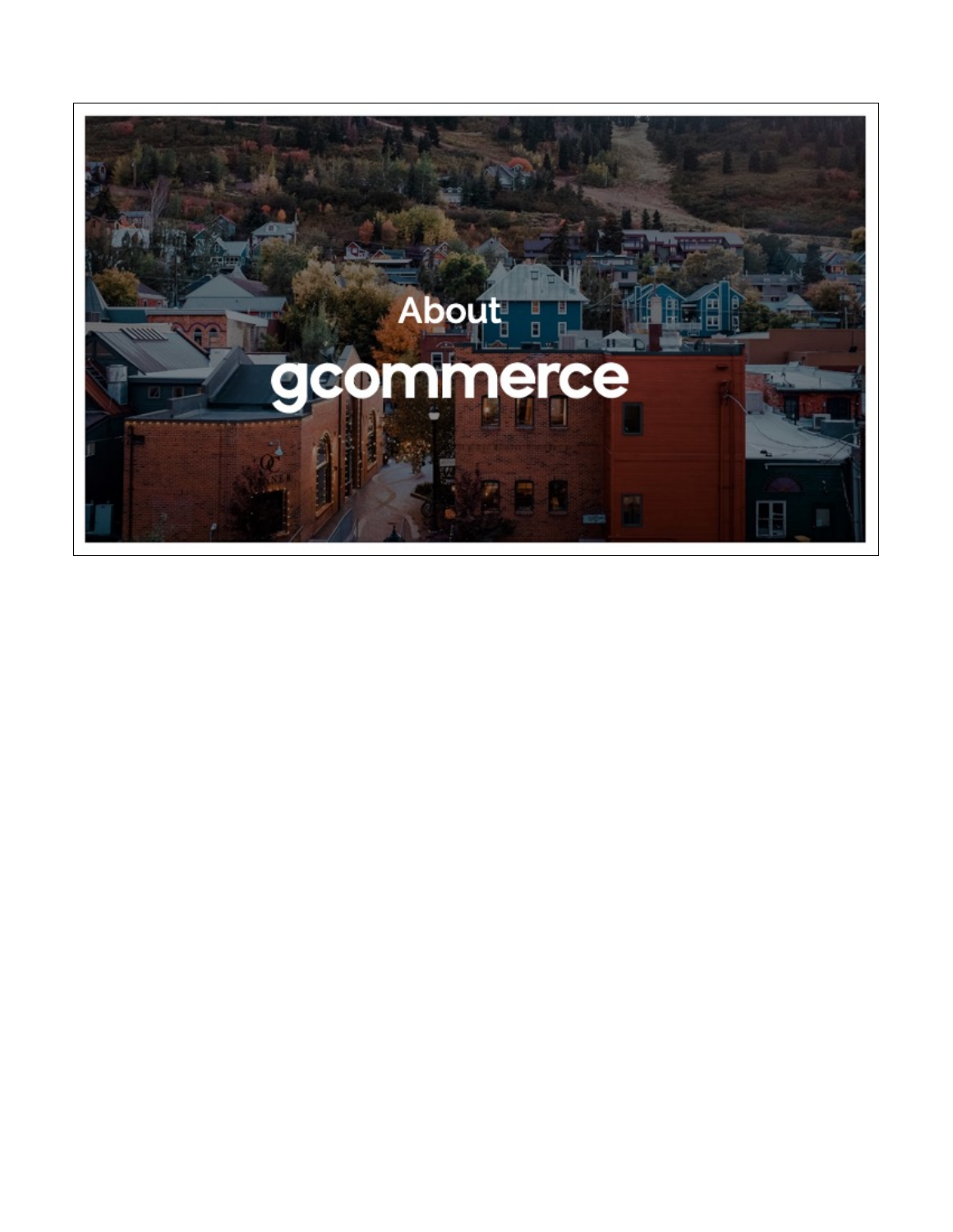About

gcommerce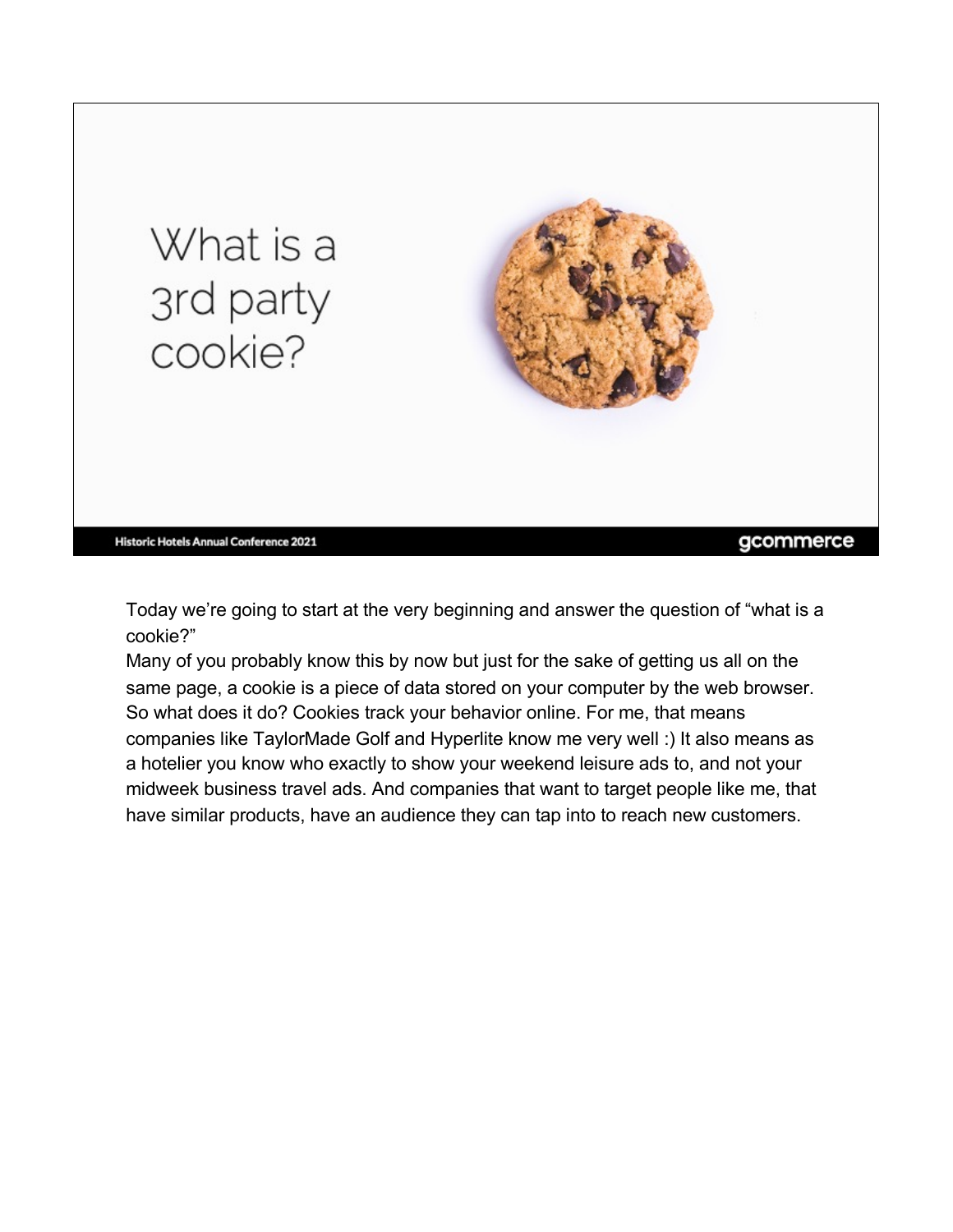# What is a 3rd party cookie?

Today we're going to start at the very beginning and answer the question of "what is a cookie?"

Many of you probably know this by now but just for the sake of getting us all on the same page, a cookie is a piece of data stored on your computer by the web browser. So what does it do? Cookies track your behavior online. For me, that means companies like TaylorMade Golf and Hyperlite know me very well :) It also means as a hotelier you know who exactly to show your weekend leisure ads to, and not your midweek business travel ads. And companies that want to target people like me, that have similar products, have an audience they can tap into to reach new customers.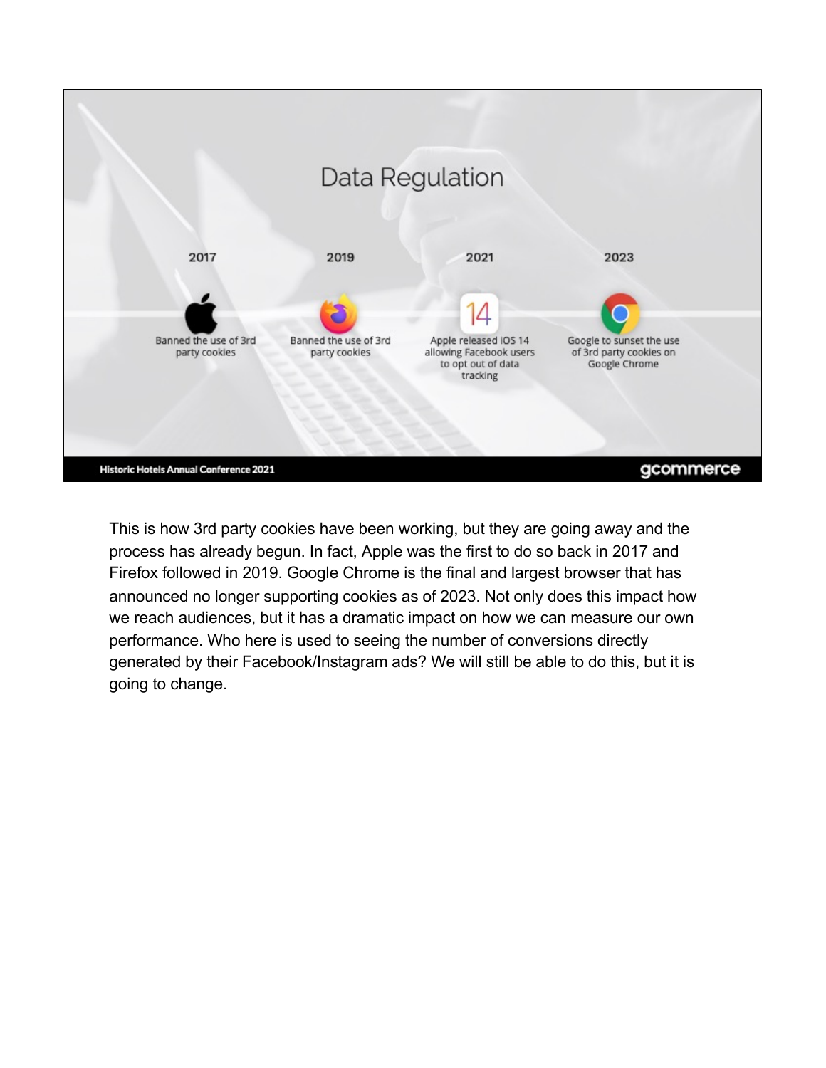# Data Regulation

| 2017 | 2019 | 2021 | 2023 |
| --- | --- | --- | --- |
| Banned the use of 3rd party cookies | Banned the use of 3rd party cookies | Apple released iOS 14 allowing Facebook users to opt out of data tracking | Google to sunset the use of 3rd party cookies on Google Chrome |

Historic Hotels Annual Conference 2021

gcommerce

This is how 3rd party cookies have been working, but they are going away and the process has already begun. In fact, Apple was the first to do so back in 2017 and Firefox followed in 2019. Google Chrome is the final and largest browser that has announced no longer supporting cookies as of 2023. Not only does this impact how we reach audiences, but it has a dramatic impact on how we can measure our own performance. Who here is used to seeing the number of conversions directly generated by their Facebook/Instagram ads? We will still be able to do this, but it is going to change.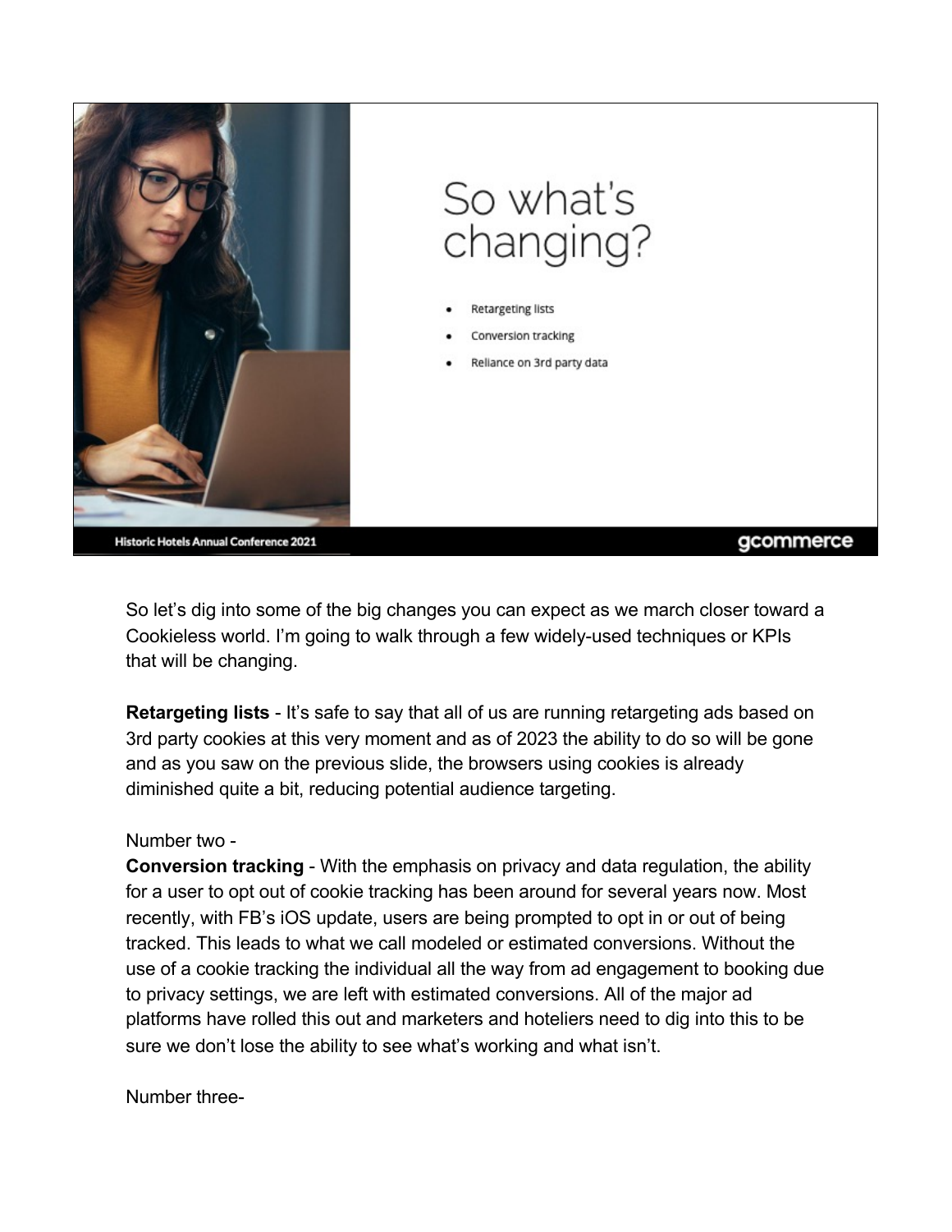# So what's changing?

- Retargeting lists
- Conversion tracking
- Reliance on 3rd party data

Historic Hotels Annual Conference 2021

gcommerce

So let's dig into some of the big changes you can expect as we march closer toward a Cookieless world. I'm going to walk through a few widely-used techniques or KPIs that will be changing.

**Retargeting lists** - It's safe to say that all of us are running retargeting ads based on 3rd party cookies at this very moment and as of 2023 the ability to do so will be gone and as you saw on the previous slide, the browsers using cookies is already diminished quite a bit, reducing potential audience targeting.

Number two -
**Conversion tracking** - With the emphasis on privacy and data regulation, the ability for a user to opt out of cookie tracking has been around for several years now. Most recently, with FB's iOS update, users are being prompted to opt in or out of being tracked. This leads to what we call modeled or estimated conversions. Without the use of a cookie tracking the individual all the way from ad engagement to booking due to privacy settings, we are left with estimated conversions. All of the major ad platforms have rolled this out and marketers and hoteliers need to dig into this to be sure we don't lose the ability to see what's working and what isn't.

Number three-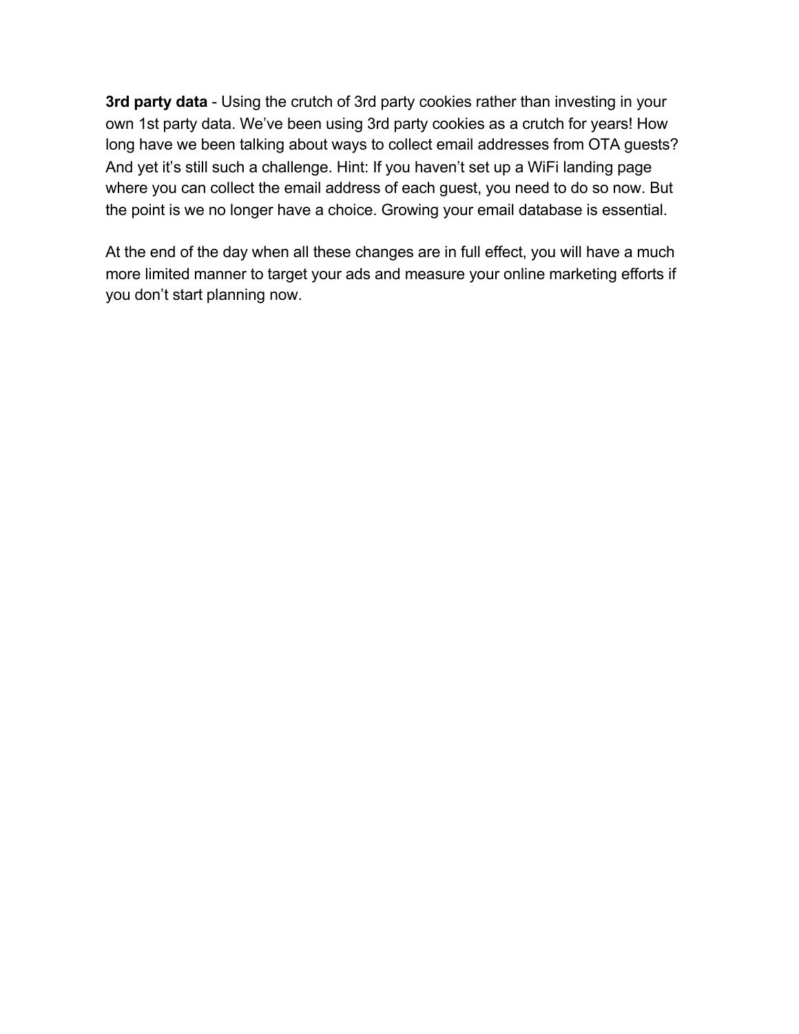**3rd party data** - Using the crutch of 3rd party cookies rather than investing in your own 1st party data. We've been using 3rd party cookies as a crutch for years! How long have we been talking about ways to collect email addresses from OTA guests? And yet it's still such a challenge. Hint: If you haven't set up a WiFi landing page where you can collect the email address of each guest, you need to do so now. But the point is we no longer have a choice. Growing your email database is essential.

At the end of the day when all these changes are in full effect, you will have a much more limited manner to target your ads and measure your online marketing efforts if you don't start planning now.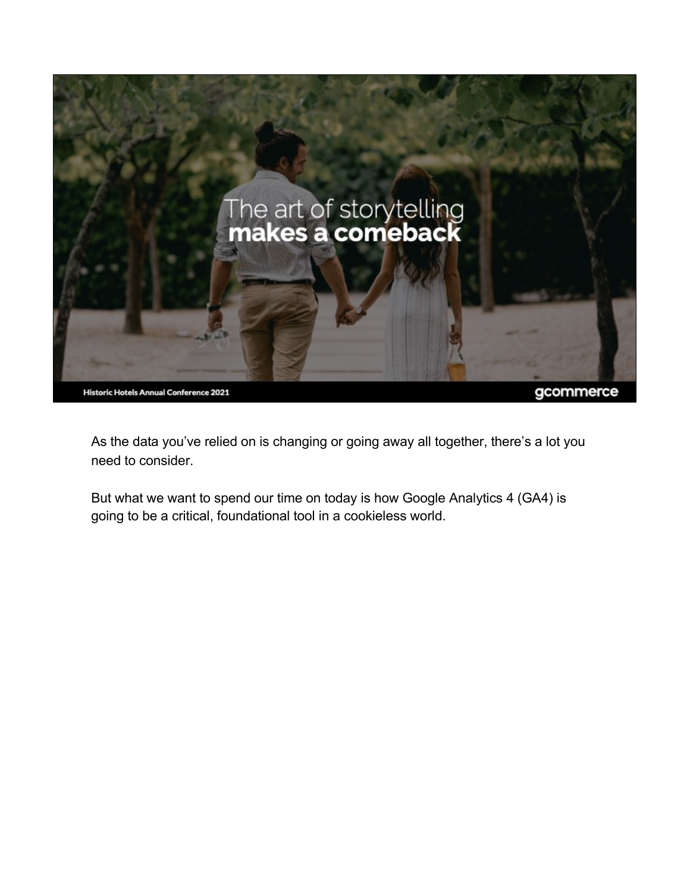The art of storytelling
**makes a comeback**

As the data you've relied on is changing or going away all together, there's a lot you need to consider.

But what we want to spend our time on today is how Google Analytics 4 (GA4) is going to be a critical, foundational tool in a cookieless world.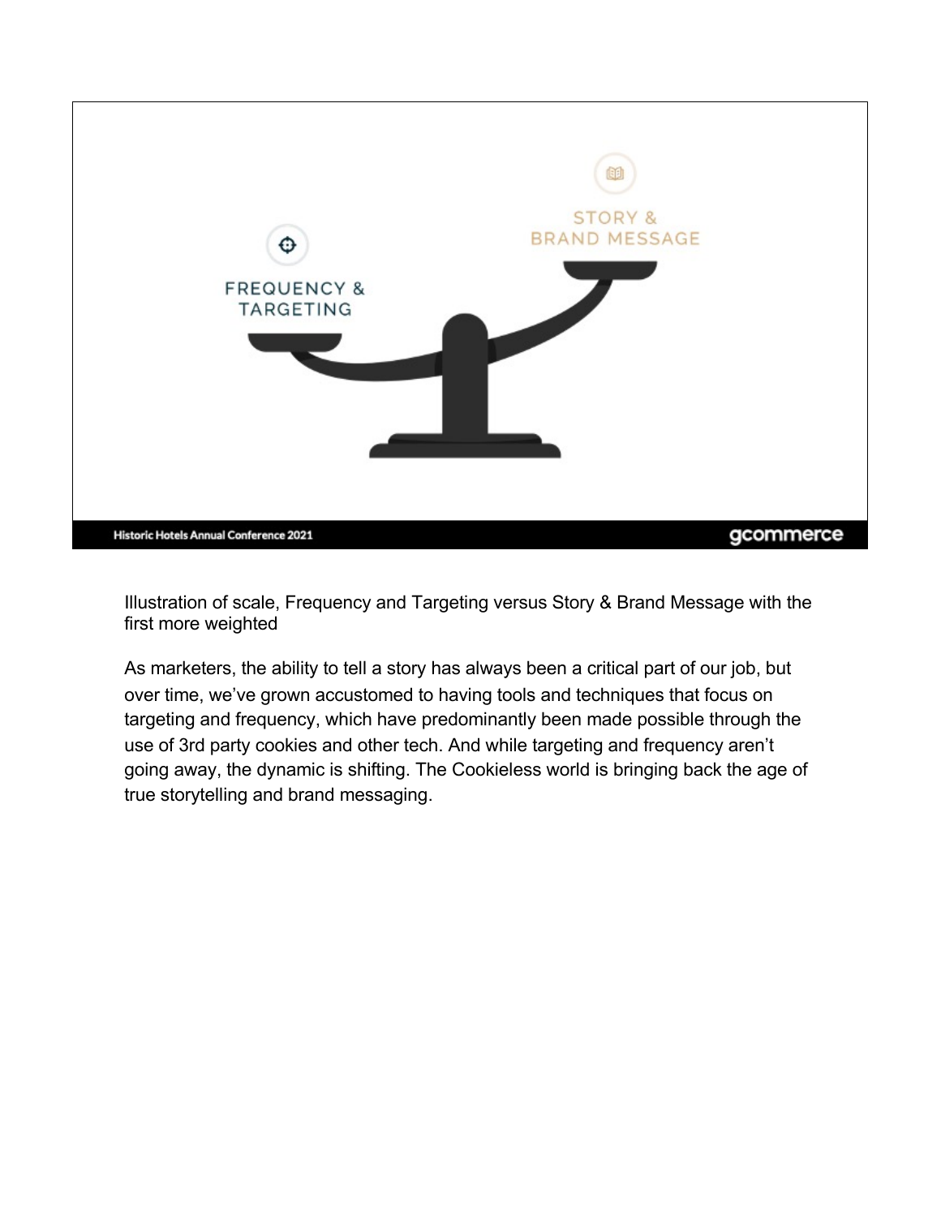FREQUENCY & TARGETING

STORY & BRAND MESSAGE

Illustration of scale, Frequency and Targeting versus Story & Brand Message with the first more weighted

As marketers, the ability to tell a story has always been a critical part of our job, but over time, we've grown accustomed to having tools and techniques that focus on targeting and frequency, which have predominantly been made possible through the use of 3rd party cookies and other tech. And while targeting and frequency aren't going away, the dynamic is shifting. The Cookieless world is bringing back the age of true storytelling and brand messaging.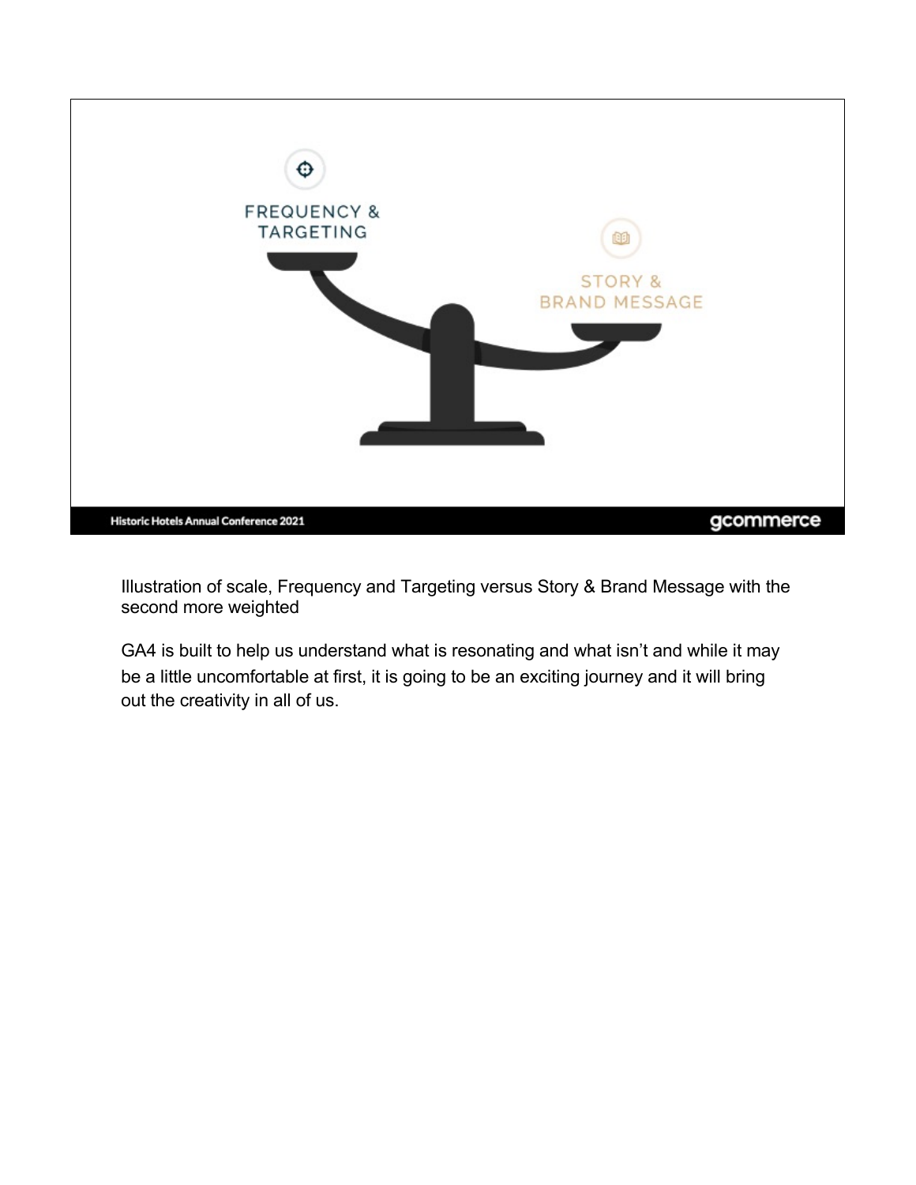FREQUENCY & TARGETING

STORY & BRAND MESSAGE

Illustration of scale, Frequency and Targeting versus Story & Brand Message with the second more weighted

GA4 is built to help us understand what is resonating and what isn't and while it may be a little uncomfortable at first, it is going to be an exciting journey and it will bring out the creativity in all of us.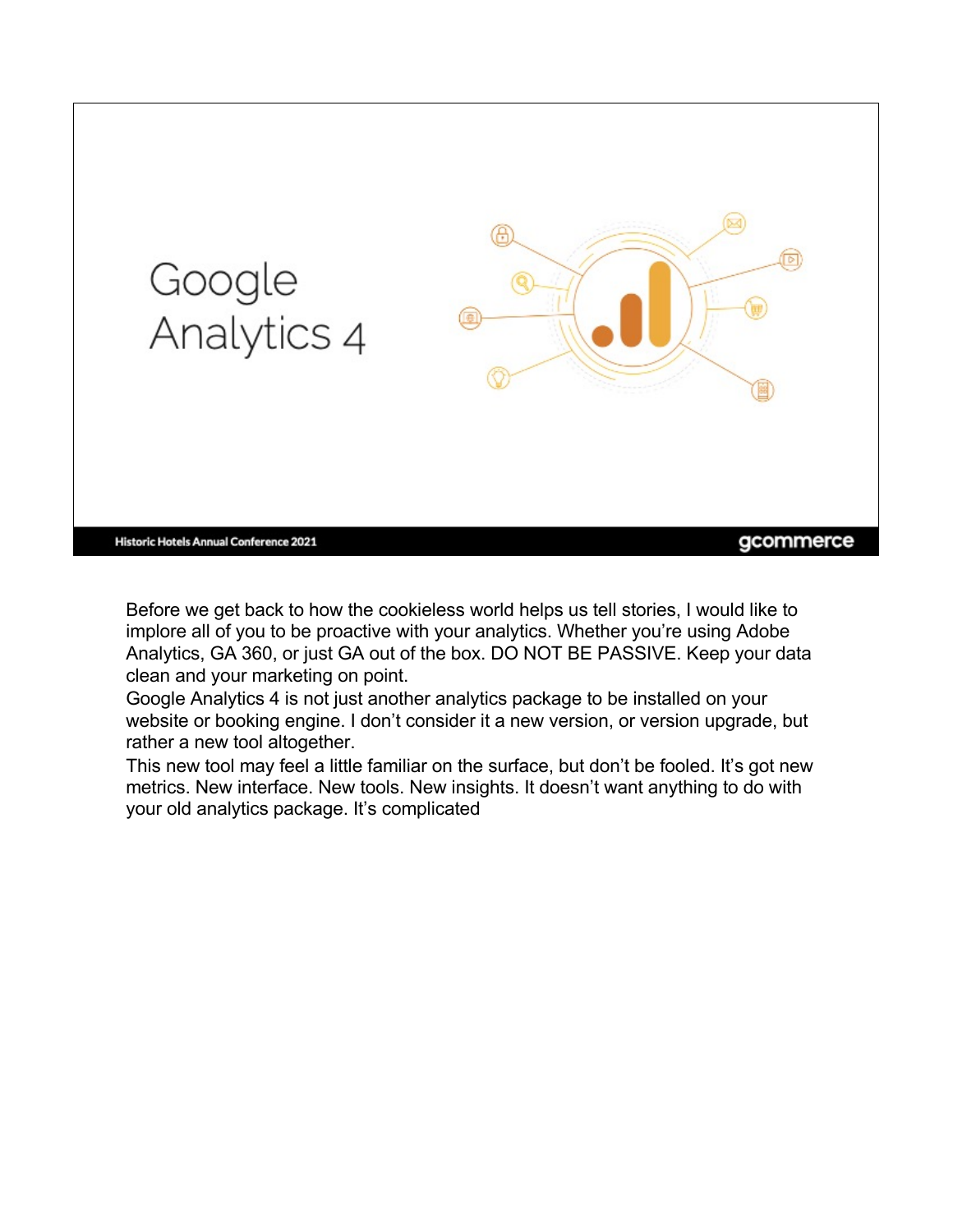# Google Analytics 4

Before we get back to how the cookieless world helps us tell stories, I would like to implore all of you to be proactive with your analytics. Whether you're using Adobe Analytics, GA 360, or just GA out of the box. DO NOT BE PASSIVE. Keep your data clean and your marketing on point.

Google Analytics 4 is not just another analytics package to be installed on your website or booking engine. I don't consider it a new version, or version upgrade, but rather a new tool altogether.

This new tool may feel a little familiar on the surface, but don't be fooled. It's got new metrics. New interface. New tools. New insights. It doesn't want anything to do with your old analytics package. It's complicated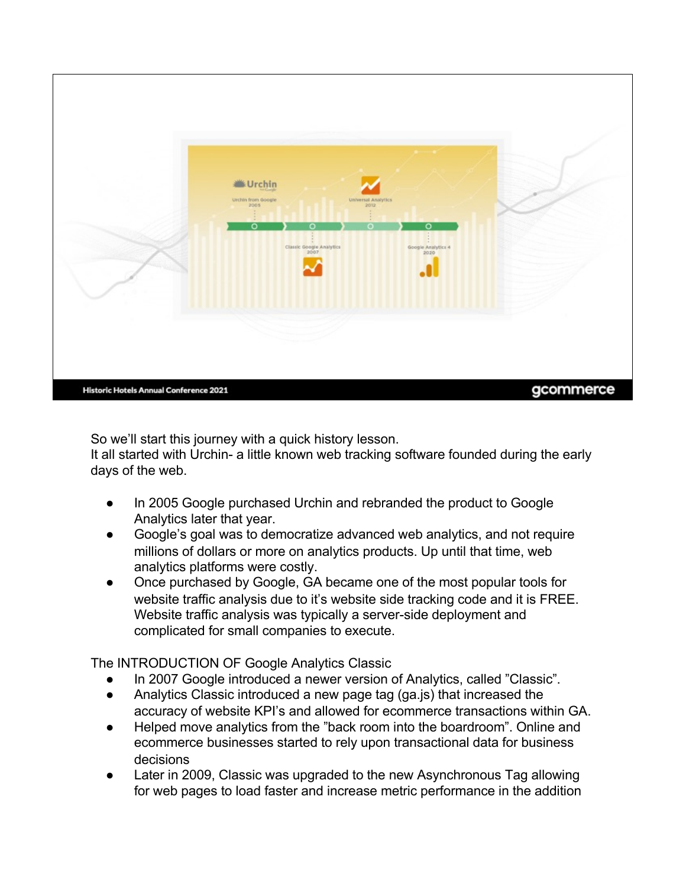So we'll start this journey with a quick history lesson.
It all started with Urchin- a little known web tracking software founded during the early days of the web.

- In 2005 Google purchased Urchin and rebranded the product to Google Analytics later that year.
- Google's goal was to democratize advanced web analytics, and not require millions of dollars or more on analytics products. Up until that time, web analytics platforms were costly.
- Once purchased by Google, GA became one of the most popular tools for website traffic analysis due to it's website side tracking code and it is FREE. Website traffic analysis was typically a server-side deployment and complicated for small companies to execute.

The INTRODUCTION OF Google Analytics Classic

- In 2007 Google introduced a newer version of Analytics, called "Classic".
- Analytics Classic introduced a new page tag (ga.js) that increased the accuracy of website KPI's and allowed for ecommerce transactions within GA.
- Helped move analytics from the "back room into the boardroom". Online and ecommerce businesses started to rely upon transactional data for business decisions
- Later in 2009, Classic was upgraded to the new Asynchronous Tag allowing for web pages to load faster and increase metric performance in the addition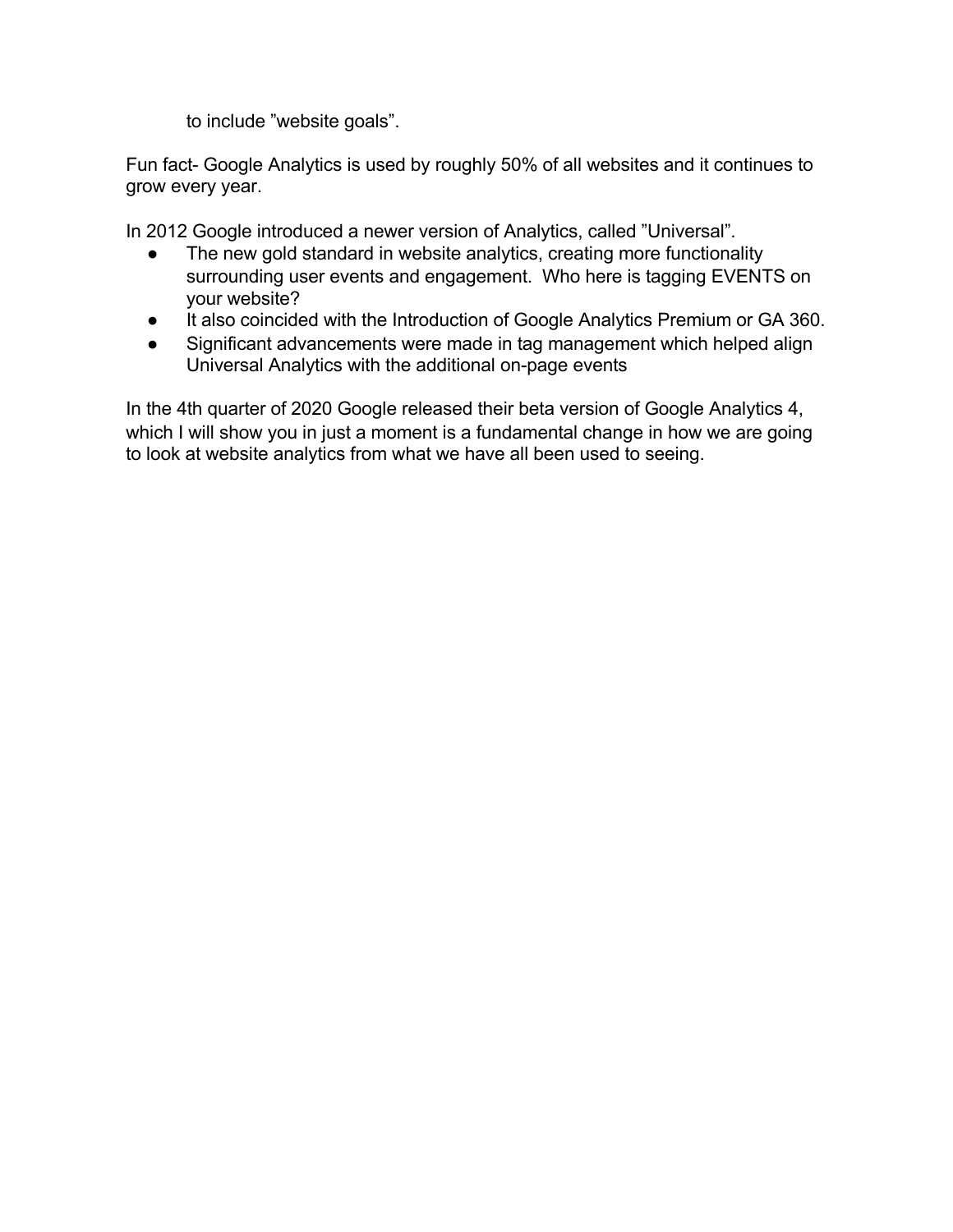to include ”website goals”.

Fun fact- Google Analytics is used by roughly 50% of all websites and it continues to grow every year.

In 2012 Google introduced a newer version of Analytics, called ”Universal”.

- The new gold standard in website analytics, creating more functionality surrounding user events and engagement.  Who here is tagging EVENTS on your website?
- It also coincided with the Introduction of Google Analytics Premium or GA 360.
- Significant advancements were made in tag management which helped align Universal Analytics with the additional on-page events

In the 4th quarter of 2020 Google released their beta version of Google Analytics 4, which I will show you in just a moment is a fundamental change in how we are going to look at website analytics from what we have all been used to seeing.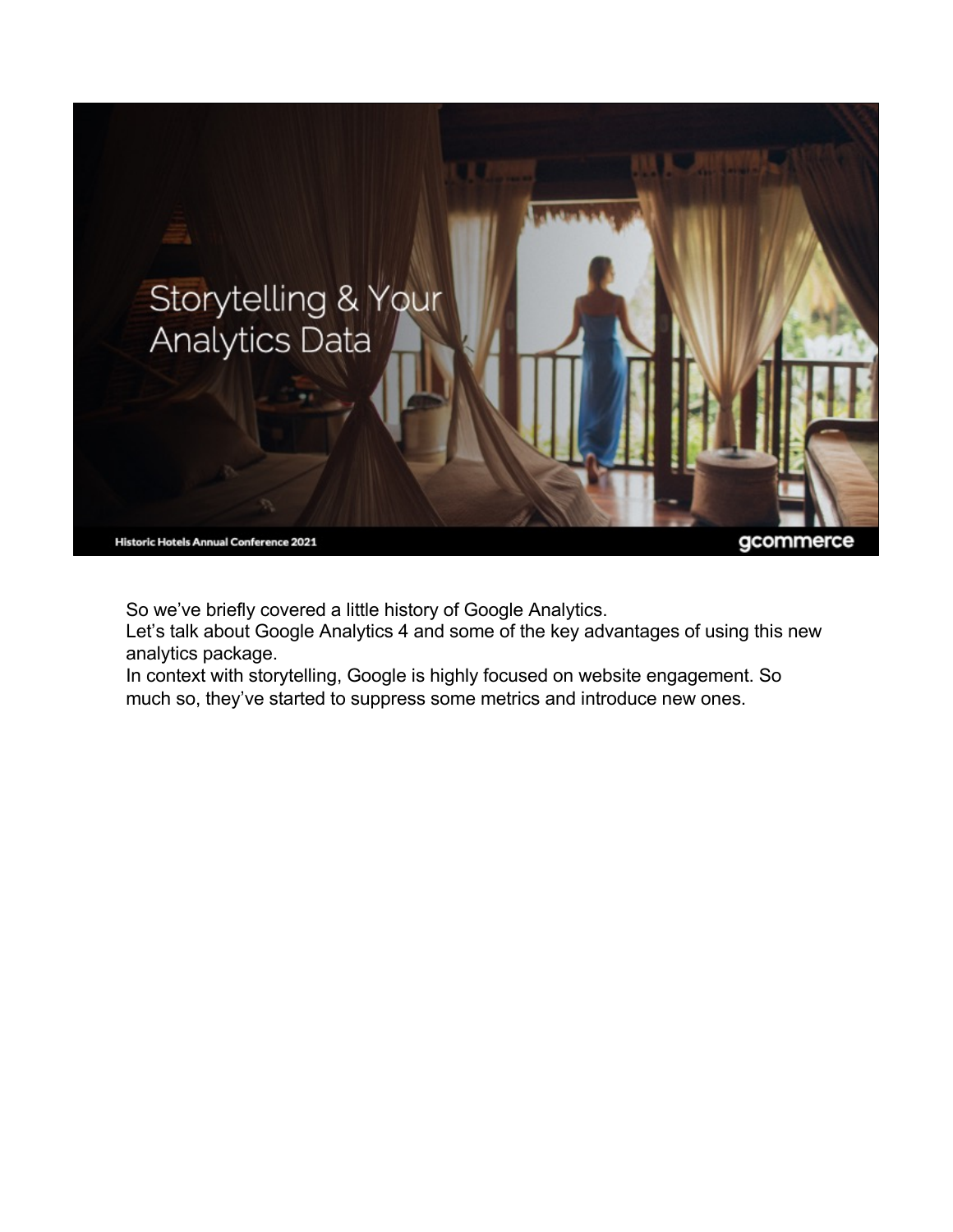Storytelling & Your Analytics Data

Historic Hotels Annual Conference 2021

gcommerce

So we've briefly covered a little history of Google Analytics.
Let's talk about Google Analytics 4 and some of the key advantages of using this new analytics package.
In context with storytelling, Google is highly focused on website engagement. So much so, they've started to suppress some metrics and introduce new ones.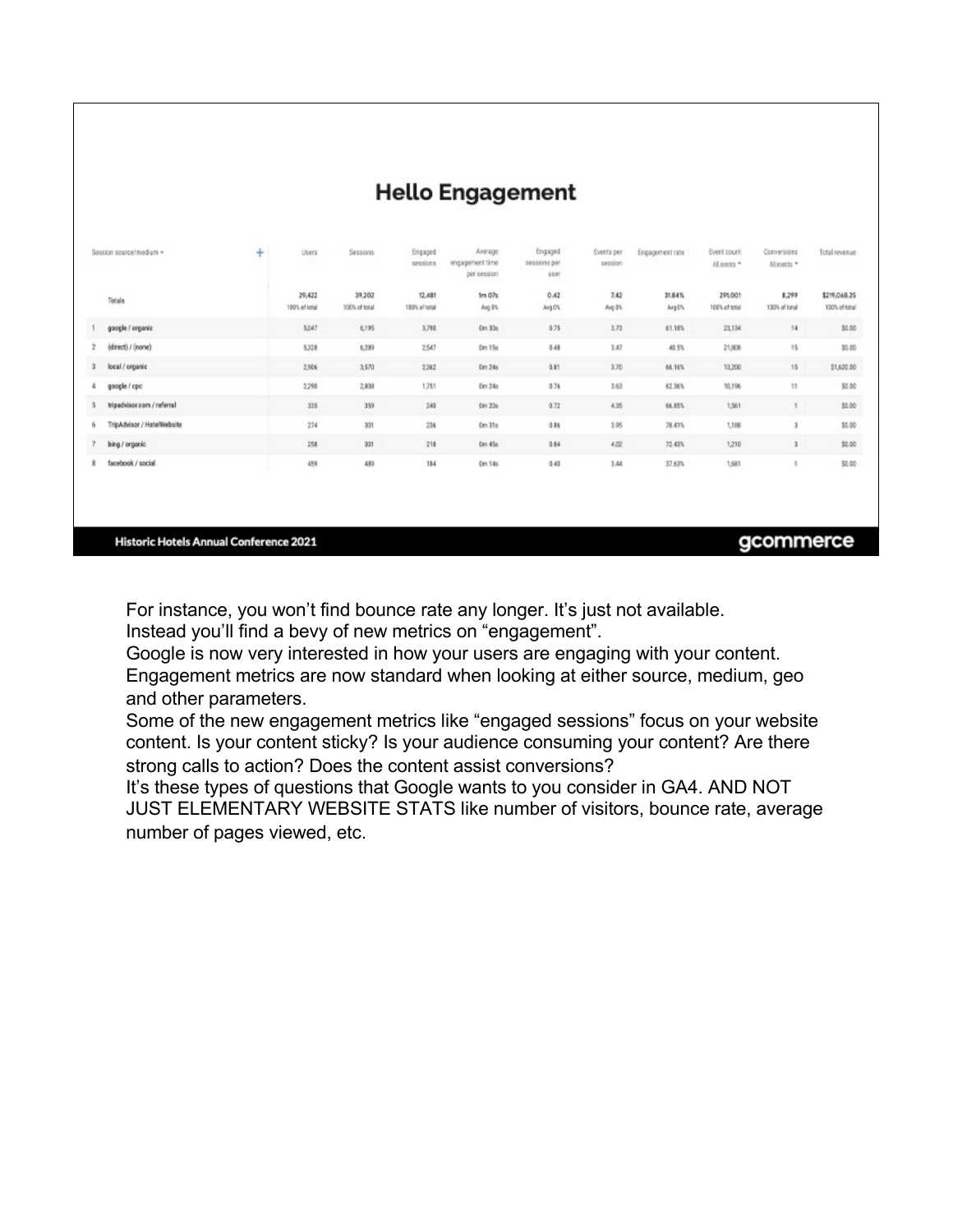# Hello Engagement

| | Session source/medium | Users | Sessions | Engaged sessions | Average engagement time per session | Engaged sessions per user | Events per session | Engagement rate | Event count All events | Conversions All events | Total revenue |
|---|---|---|---|---|---|---|---|---|---|---|---|
| | Totals | 29,422 100% of total | 39,202 100% of total | 12,481 100% of total | 1m 07s Avg 0% | 0.42 Avg 0% | 7.42 Avg 0% | 31.84% Avg 0% | 291,001 100% of total | 8,299 100% of total | $219,068.25 100% of total |
| 1 | google / organic | 5,047 | 6,195 | 3,790 | 0m 30s | 0.75 | 3.73 | 61.18% | 23,134 | 14 | $0.00 |
| 2 | (direct) / (none) | 5,328 | 6,289 | 2,547 | 0m 15s | 0.48 | 3.47 | 40.5% | 21,808 | 15 | $0.00 |
| 3 | local / organic | 2,906 | 3,570 | 2,362 | 0m 24s | 0.81 | 3.70 | 66.16% | 13,200 | 15 | $1,620.00 |
| 4 | google / cpc | 2,290 | 2,808 | 1,751 | 0m 24s | 0.76 | 3.63 | 62.36% | 10,196 | 11 | $0.00 |
| 5 | tripadvisor.com / referral | 335 | 359 | 240 | 0m 20s | 0.72 | 4.35 | 66.85% | 1,561 | 1 | $0.00 |
| 6 | TripAdvisor / HotelWebsite | 274 | 301 | 236 | 0m 31s | 0.86 | 3.95 | 78.41% | 1,188 | 3 | $0.00 |
| 7 | bing / organic | 258 | 301 | 218 | 0m 45s | 0.84 | 4.02 | 72.43% | 1,210 | 3 | $0.00 |
| 8 | facebook / social | 459 | 489 | 184 | 0m 14s | 0.40 | 3.44 | 37.63% | 1,681 | 1 | $0.00 |

Historic Hotels Annual Conference 2021

gcommerce

For instance, you won't find bounce rate any longer. It's just not available.
Instead you'll find a bevy of new metrics on "engagement".
Google is now very interested in how your users are engaging with your content.
Engagement metrics are now standard when looking at either source, medium, geo and other parameters.
Some of the new engagement metrics like "engaged sessions" focus on your website content. Is your content sticky? Is your audience consuming your content? Are there strong calls to action? Does the content assist conversions?
It's these types of questions that Google wants to you consider in GA4. AND NOT JUST ELEMENTARY WEBSITE STATS like number of visitors, bounce rate, average number of pages viewed, etc.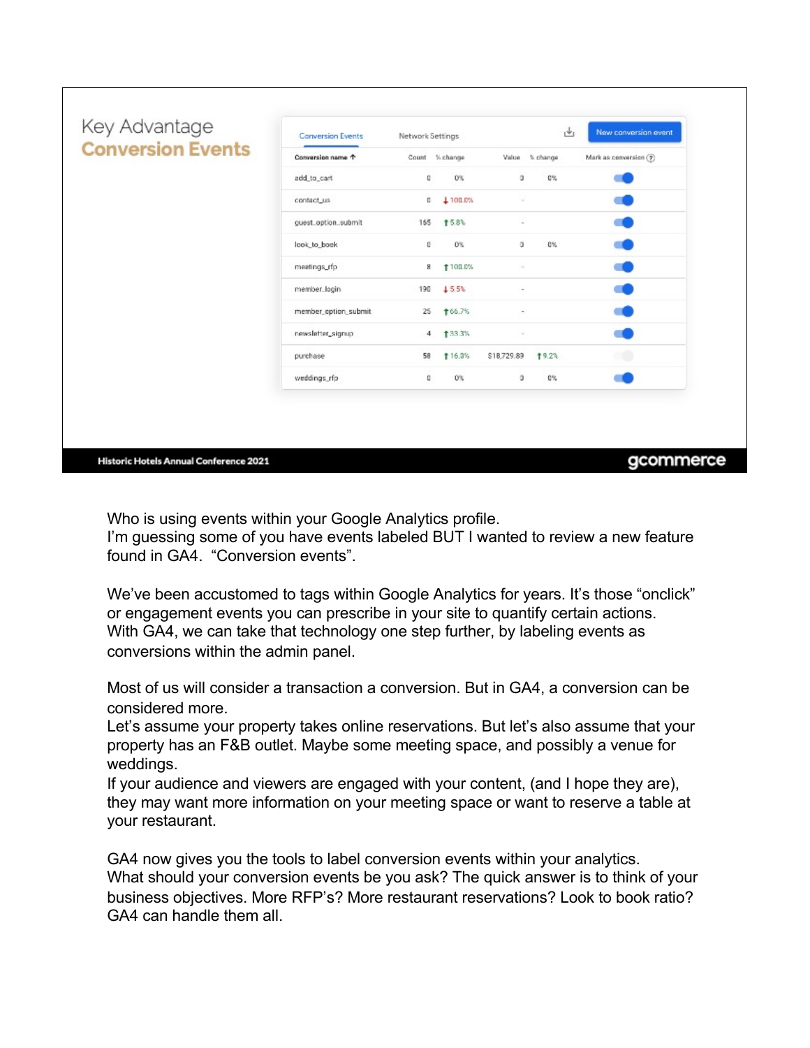# Key Advantage
## Conversion Events

Conversion Events | Network Settings | New conversion event

| Conversion name ↑ | Count | % change | Value | % change | Mark as conversion |
|---|---|---|---|---|---|
| add_to_cart | 0 | 0% | 0 | 0% | |
| contact_us | 0 | ↓100.0% | - | | |
| guest_option_submit | 165 | ↑5.8% | - | | |
| look_to_book | 0 | 0% | 0 | 0% | |
| meetings_rfp | 8 | ↑100.0% | - | | |
| member_login | 190 | ↓5.5% | - | | |
| member_option_submit | 25 | ↑66.7% | - | | |
| newsletter_signup | 4 | ↑33.3% | - | | |
| purchase | 58 | ↑16.0% | $18,729.89 | ↑9.2% | |
| weddings_rfp | 0 | 0% | 0 | 0% | |

Historic Hotels Annual Conference 2021 | gcommerce

Who is using events within your Google Analytics profile.
I'm guessing some of you have events labeled BUT I wanted to review a new feature found in GA4. "Conversion events".

We've been accustomed to tags within Google Analytics for years. It's those "onclick" or engagement events you can prescribe in your site to quantify certain actions.
With GA4, we can take that technology one step further, by labeling events as conversions within the admin panel.

Most of us will consider a transaction a conversion. But in GA4, a conversion can be considered more.
Let's assume your property takes online reservations. But let's also assume that your property has an F&B outlet. Maybe some meeting space, and possibly a venue for weddings.
If your audience and viewers are engaged with your content, (and I hope they are), they may want more information on your meeting space or want to reserve a table at your restaurant.

GA4 now gives you the tools to label conversion events within your analytics.
What should your conversion events be you ask? The quick answer is to think of your business objectives. More RFP's? More restaurant reservations? Look to book ratio? GA4 can handle them all.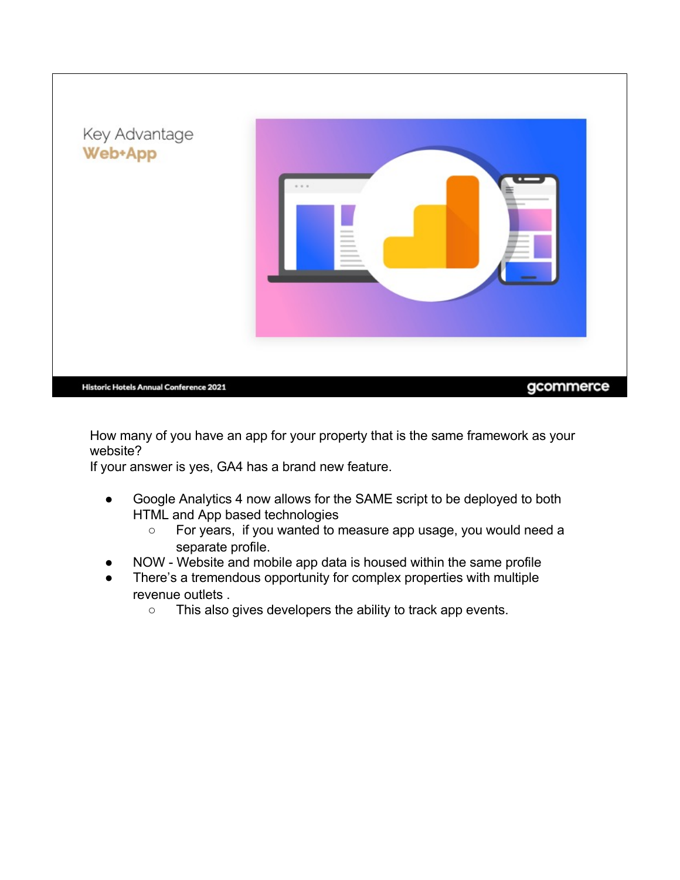Key Advantage
**Web+App**

How many of you have an app for your property that is the same framework as your website?
If your answer is yes, GA4 has a brand new feature.

- Google Analytics 4 now allows for the SAME script to be deployed to both HTML and App based technologies
  - For years, if you wanted to measure app usage, you would need a separate profile.
- NOW - Website and mobile app data is housed within the same profile
- There's a tremendous opportunity for complex properties with multiple revenue outlets .
  - This also gives developers the ability to track app events.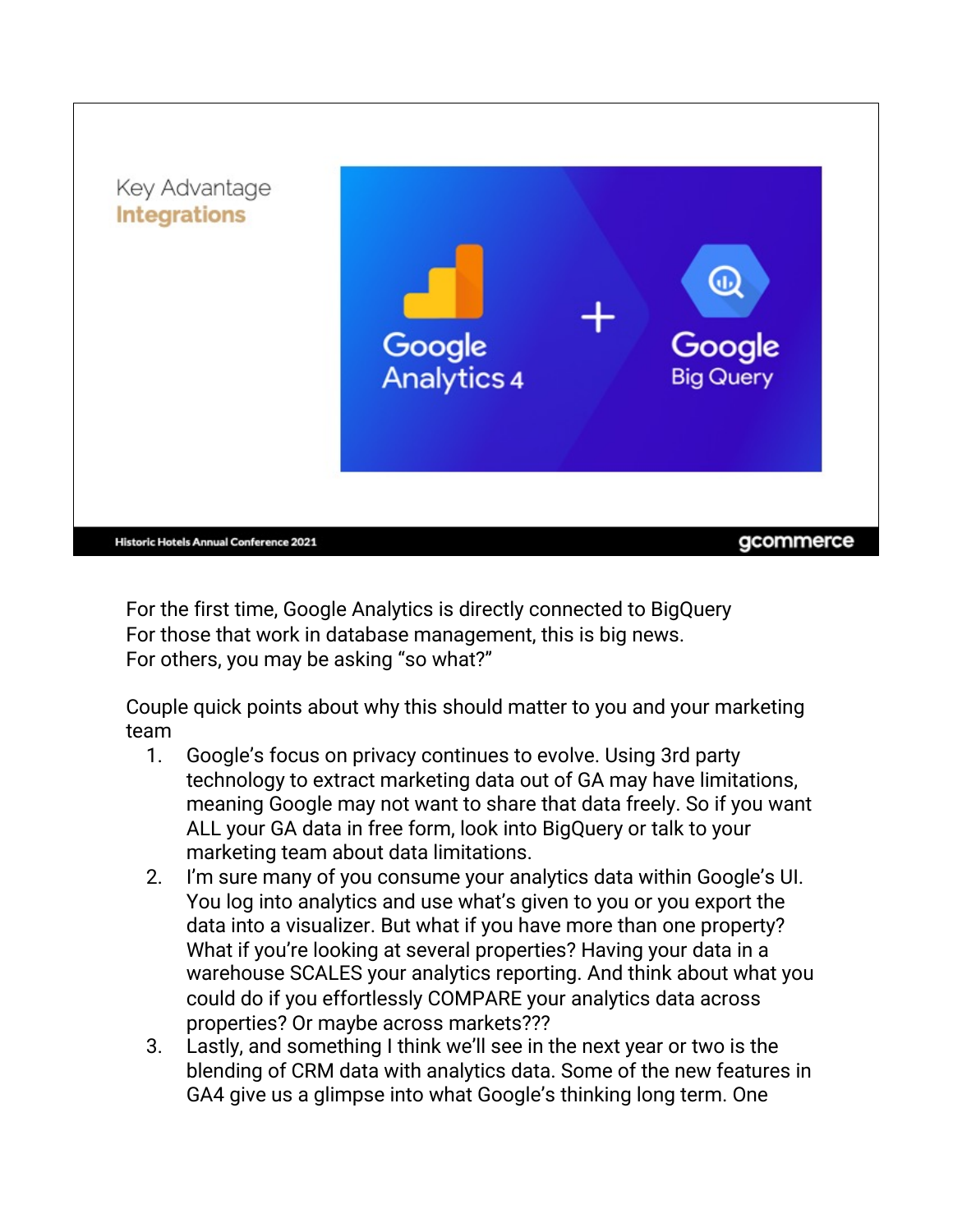Key Advantage

**Integrations**

Google Analytics 4 + Google Big Query

For the first time, Google Analytics is directly connected to BigQuery
For those that work in database management, this is big news.
For others, you may be asking "so what?"

Couple quick points about why this should matter to you and your marketing team

1. Google's focus on privacy continues to evolve. Using 3rd party technology to extract marketing data out of GA may have limitations, meaning Google may not want to share that data freely. So if you want ALL your GA data in free form, look into BigQuery or talk to your marketing team about data limitations.
2. I'm sure many of you consume your analytics data within Google's UI. You log into analytics and use what's given to you or you export the data into a visualizer. But what if you have more than one property? What if you're looking at several properties? Having your data in a warehouse SCALES your analytics reporting. And think about what you could do if you effortlessly COMPARE your analytics data across properties? Or maybe across markets???
3. Lastly, and something I think we'll see in the next year or two is the blending of CRM data with analytics data. Some of the new features in GA4 give us a glimpse into what Google's thinking long term. One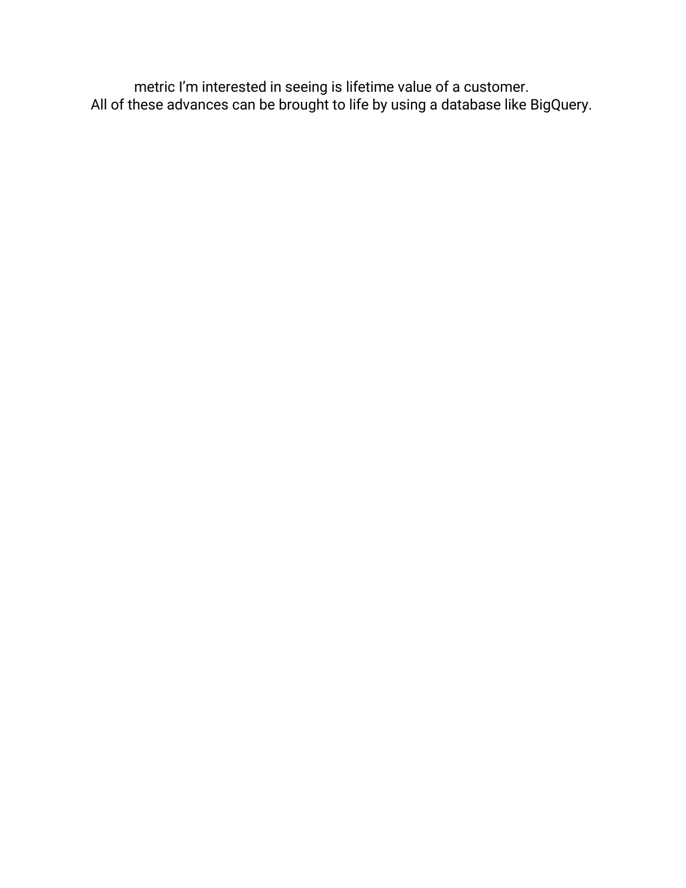metric I’m interested in seeing is lifetime value of a customer.

All of these advances can be brought to life by using a database like BigQuery.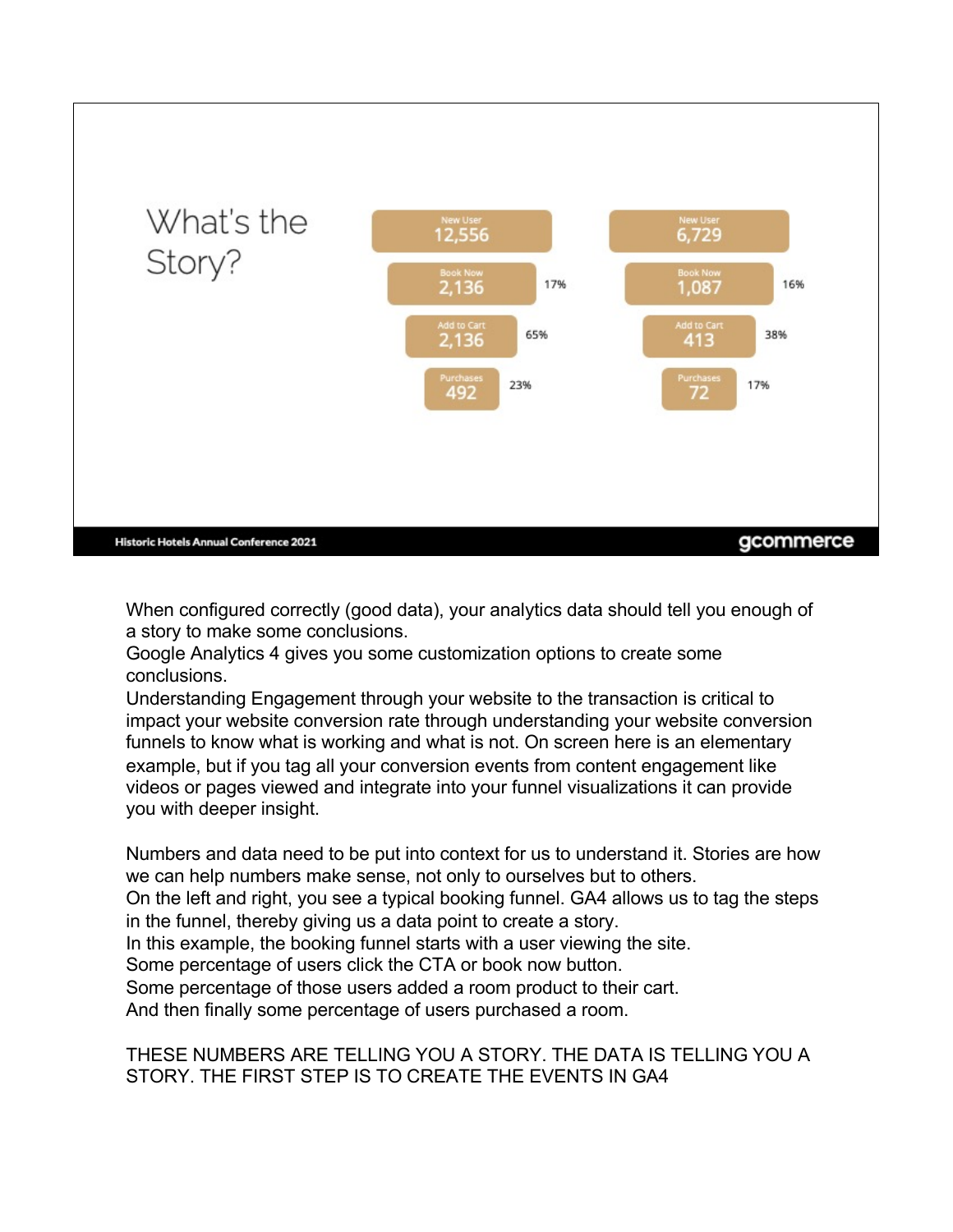## What's the Story?

| New User | | New User | |
|---|---|---|---|
| 12,556 | | 6,729 | |
| Book Now 2,136 | 17% | Book Now 1,087 | 16% |
| Add to Cart 2,136 | 65% | Add to Cart 413 | 38% |
| Purchases 492 | 23% | Purchases 72 | 17% |

Historic Hotels Annual Conference 2021 — gcommerce

When configured correctly (good data), your analytics data should tell you enough of a story to make some conclusions.
Google Analytics 4 gives you some customization options to create some conclusions.
Understanding Engagement through your website to the transaction is critical to impact your website conversion rate through understanding your website conversion funnels to know what is working and what is not. On screen here is an elementary example, but if you tag all your conversion events from content engagement like videos or pages viewed and integrate into your funnel visualizations it can provide you with deeper insight.

Numbers and data need to be put into context for us to understand it. Stories are how we can help numbers make sense, not only to ourselves but to others.
On the left and right, you see a typical booking funnel. GA4 allows us to tag the steps in the funnel, thereby giving us a data point to create a story.
In this example, the booking funnel starts with a user viewing the site.
Some percentage of users click the CTA or book now button.
Some percentage of those users added a room product to their cart.
And then finally some percentage of users purchased a room.

THESE NUMBERS ARE TELLING YOU A STORY. THE DATA IS TELLING YOU A STORY. THE FIRST STEP IS TO CREATE THE EVENTS IN GA4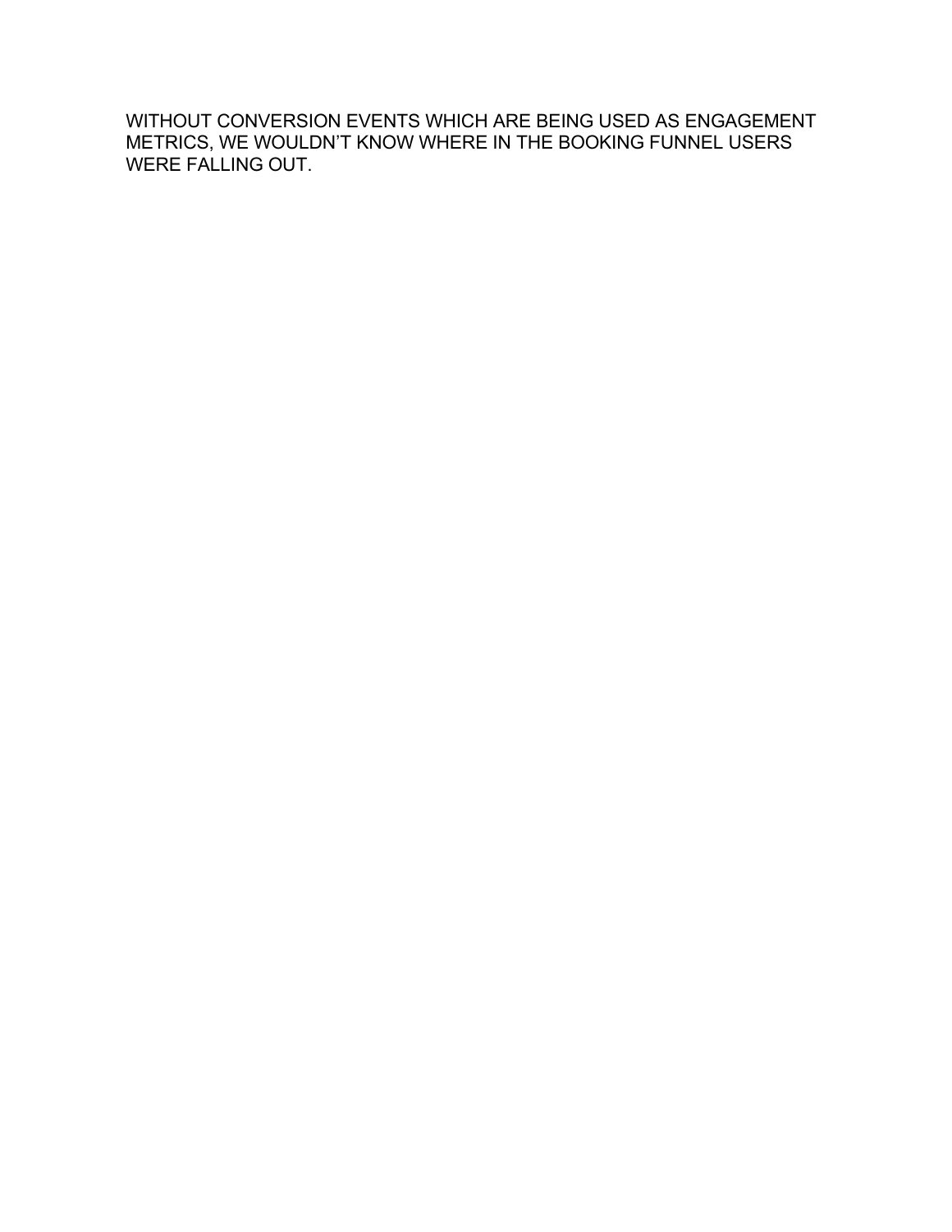WITHOUT CONVERSION EVENTS WHICH ARE BEING USED AS ENGAGEMENT METRICS, WE WOULDN'T KNOW WHERE IN THE BOOKING FUNNEL USERS WERE FALLING OUT.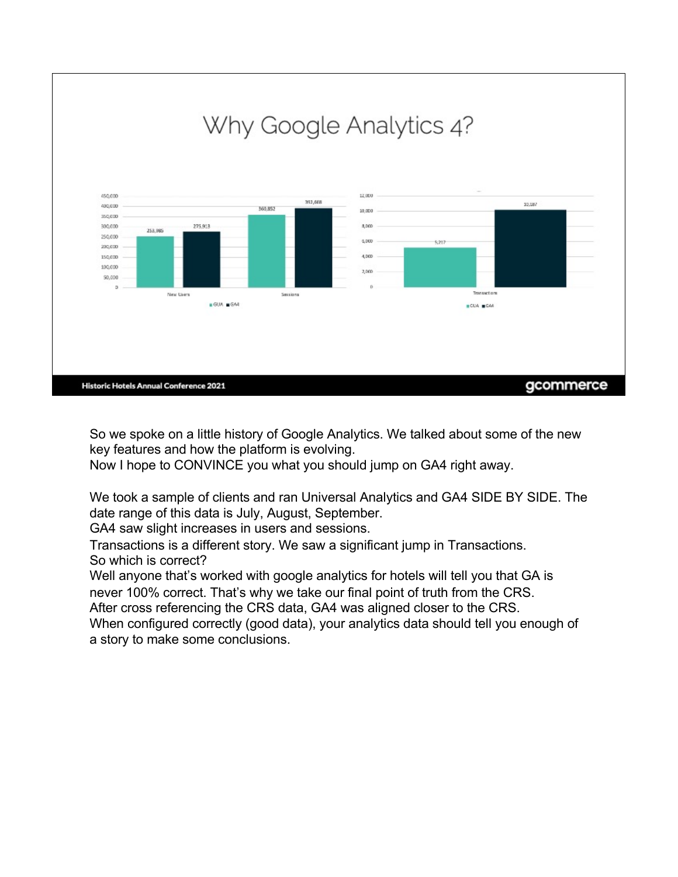# Why Google Analytics 4?

| | GUA | GA4 |
|---|---|---|
| New Users | 253,985 | 275,913 |
| Sessions | 360,852 | 393,888 |

| | GUA | GA4 |
|---|---|---|
| Transactions | 5,217 | 10,187 |

Historic Hotels Annual Conference 2021

gcommerce

So we spoke on a little history of Google Analytics. We talked about some of the new key features and how the platform is evolving.
Now I hope to CONVINCE you what you should jump on GA4 right away.

We took a sample of clients and ran Universal Analytics and GA4 SIDE BY SIDE. The date range of this data is July, August, September.
GA4 saw slight increases in users and sessions.
Transactions is a different story. We saw a significant jump in Transactions.
So which is correct?
Well anyone that's worked with google analytics for hotels will tell you that GA is never 100% correct. That's why we take our final point of truth from the CRS.
After cross referencing the CRS data, GA4 was aligned closer to the CRS.
When configured correctly (good data), your analytics data should tell you enough of a story to make some conclusions.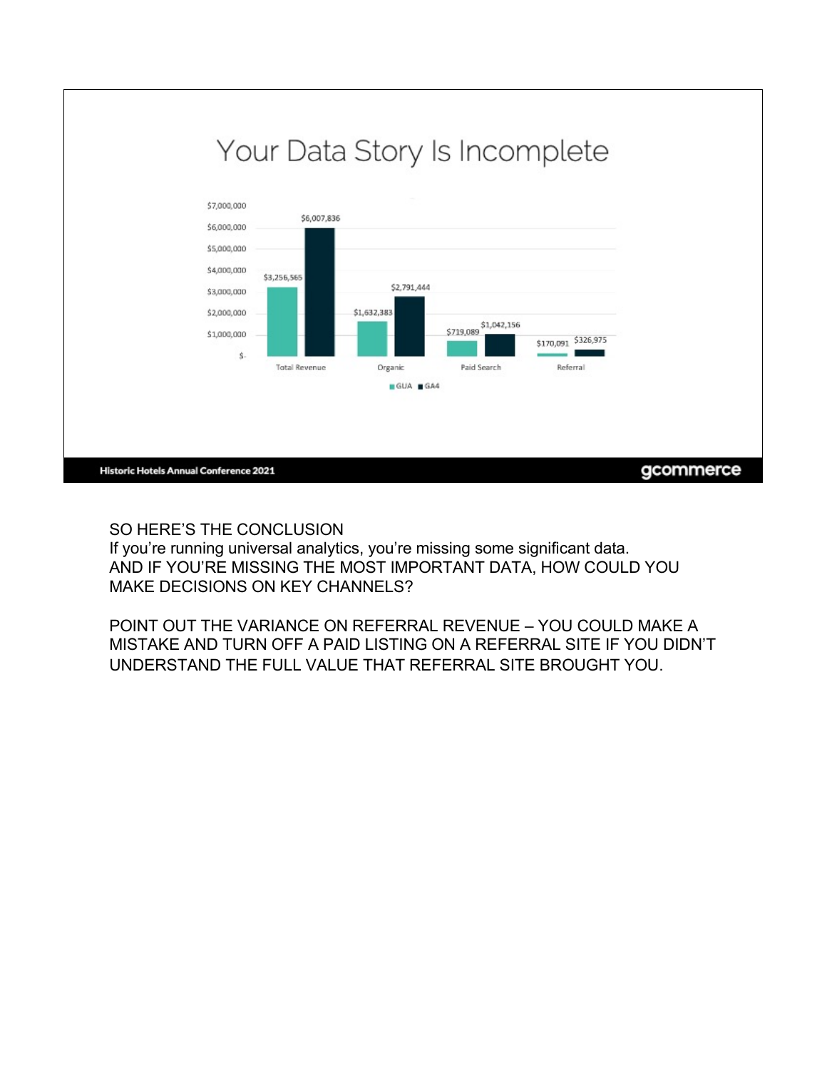# Your Data Story Is Incomplete

| | GUA | GA4 |
|---|---|---|
| Total Revenue | $3,256,565 | $6,007,836 |
| Organic | $1,632,383 | $2,791,444 |
| Paid Search | $719,089 | $1,042,156 |
| Referral | $170,091 | $326,975 |

Historic Hotels Annual Conference 2021

gcommerce

SO HERE'S THE CONCLUSION
If you're running universal analytics, you're missing some significant data.
AND IF YOU'RE MISSING THE MOST IMPORTANT DATA, HOW COULD YOU MAKE DECISIONS ON KEY CHANNELS?

POINT OUT THE VARIANCE ON REFERRAL REVENUE – YOU COULD MAKE A MISTAKE AND TURN OFF A PAID LISTING ON A REFERRAL SITE IF YOU DIDN'T UNDERSTAND THE FULL VALUE THAT REFERRAL SITE BROUGHT YOU.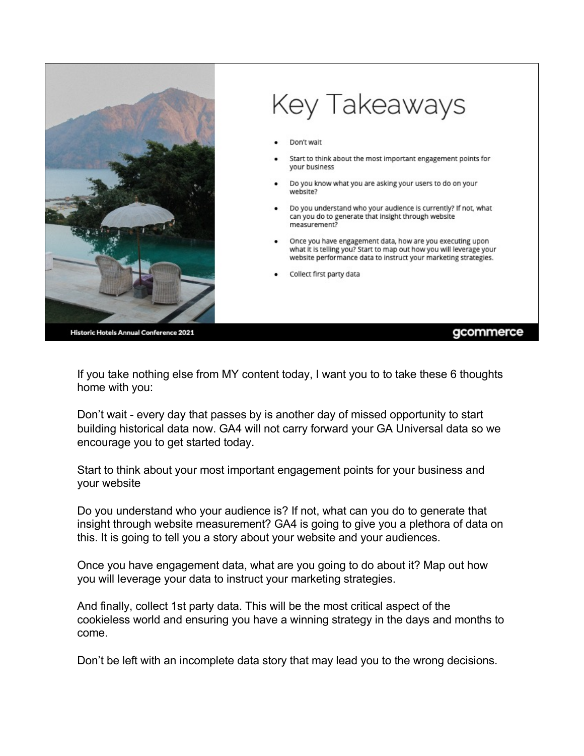# Key Takeaways

- Don't wait
- Start to think about the most important engagement points for your business
- Do you know what you are asking your users to do on your website?
- Do you understand who your audience is currently? If not, what can you do to generate that insight through website measurement?
- Once you have engagement data, how are you executing upon what it is telling you? Start to map out how you will leverage your website performance data to instruct your marketing strategies.
- Collect first party data

Historic Hotels Annual Conference 2021

gcommerce

If you take nothing else from MY content today, I want you to to take these 6 thoughts home with you:

Don't wait - every day that passes by is another day of missed opportunity to start building historical data now. GA4 will not carry forward your GA Universal data so we encourage you to get started today.

Start to think about your most important engagement points for your business and your website

Do you understand who your audience is? If not, what can you do to generate that insight through website measurement? GA4 is going to give you a plethora of data on this. It is going to tell you a story about your website and your audiences.

Once you have engagement data, what are you going to do about it? Map out how you will leverage your data to instruct your marketing strategies.

And finally, collect 1st party data. This will be the most critical aspect of the cookieless world and ensuring you have a winning strategy in the days and months to come.

Don't be left with an incomplete data story that may lead you to the wrong decisions.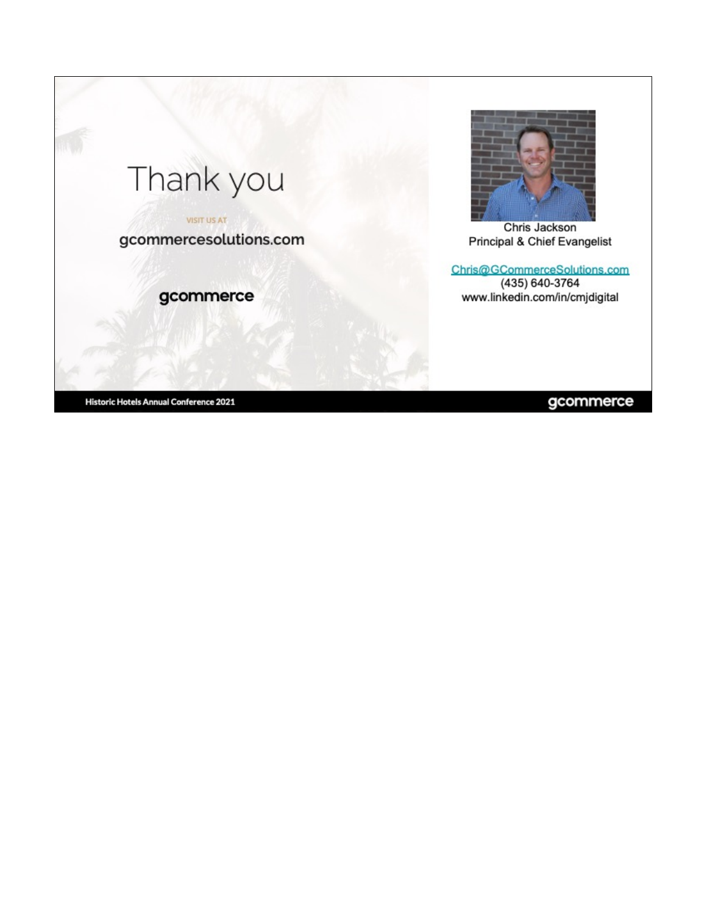# Thank you

VISIT US AT

gcommercesolutions.com

gcommerce

Chris Jackson
Principal & Chief Evangelist

Chris@GCommerceSolutions.com
(435) 640-3764
www.linkedin.com/in/cmjdigital

Historic Hotels Annual Conference 2021

gcommerce